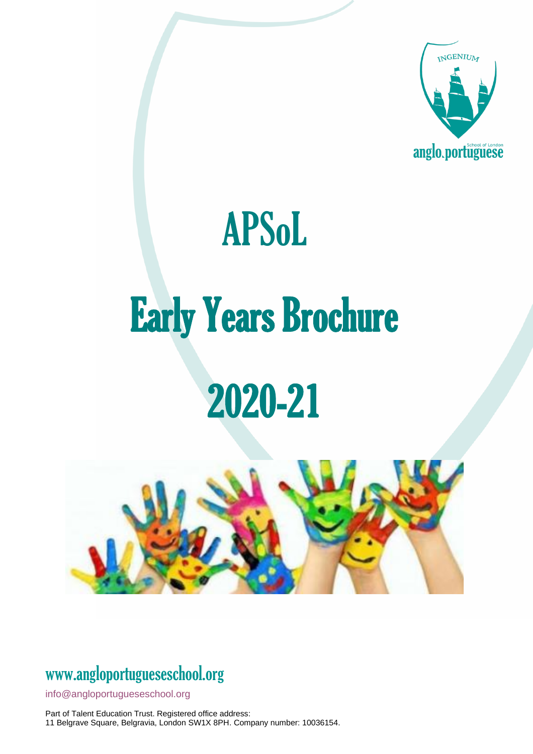INGENIUM

anglo.portuguese School of London

# APSoL

# Early Years Brochure

# 2020-21

www.angloportugueseschool.org

info@angloportugueseschool.org

Part of Talent Education Trust. Registered office address:
11 Belgrave Square, Belgravia, London SW1X 8PH. Company number: 10036154.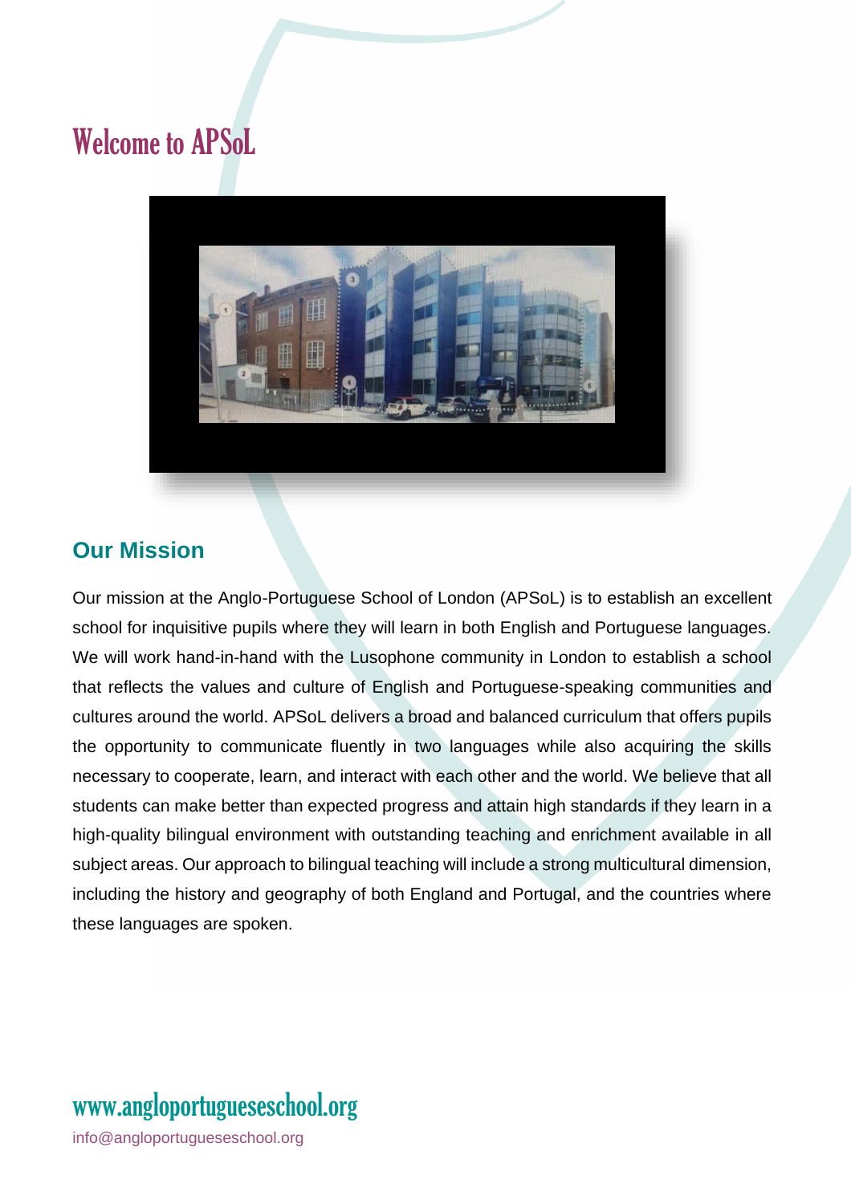# Welcome to APSoL

## Our Mission

Our mission at the Anglo-Portuguese School of London (APSoL) is to establish an excellent school for inquisitive pupils where they will learn in both English and Portuguese languages. We will work hand-in-hand with the Lusophone community in London to establish a school that reflects the values and culture of English and Portuguese-speaking communities and cultures around the world. APSoL delivers a broad and balanced curriculum that offers pupils the opportunity to communicate fluently in two languages while also acquiring the skills necessary to cooperate, learn, and interact with each other and the world. We believe that all students can make better than expected progress and attain high standards if they learn in a high-quality bilingual environment with outstanding teaching and enrichment available in all subject areas. Our approach to bilingual teaching will include a strong multicultural dimension, including the history and geography of both England and Portugal, and the countries where these languages are spoken.

**www.angloportugueseschool.org**

info@angloportugueseschool.org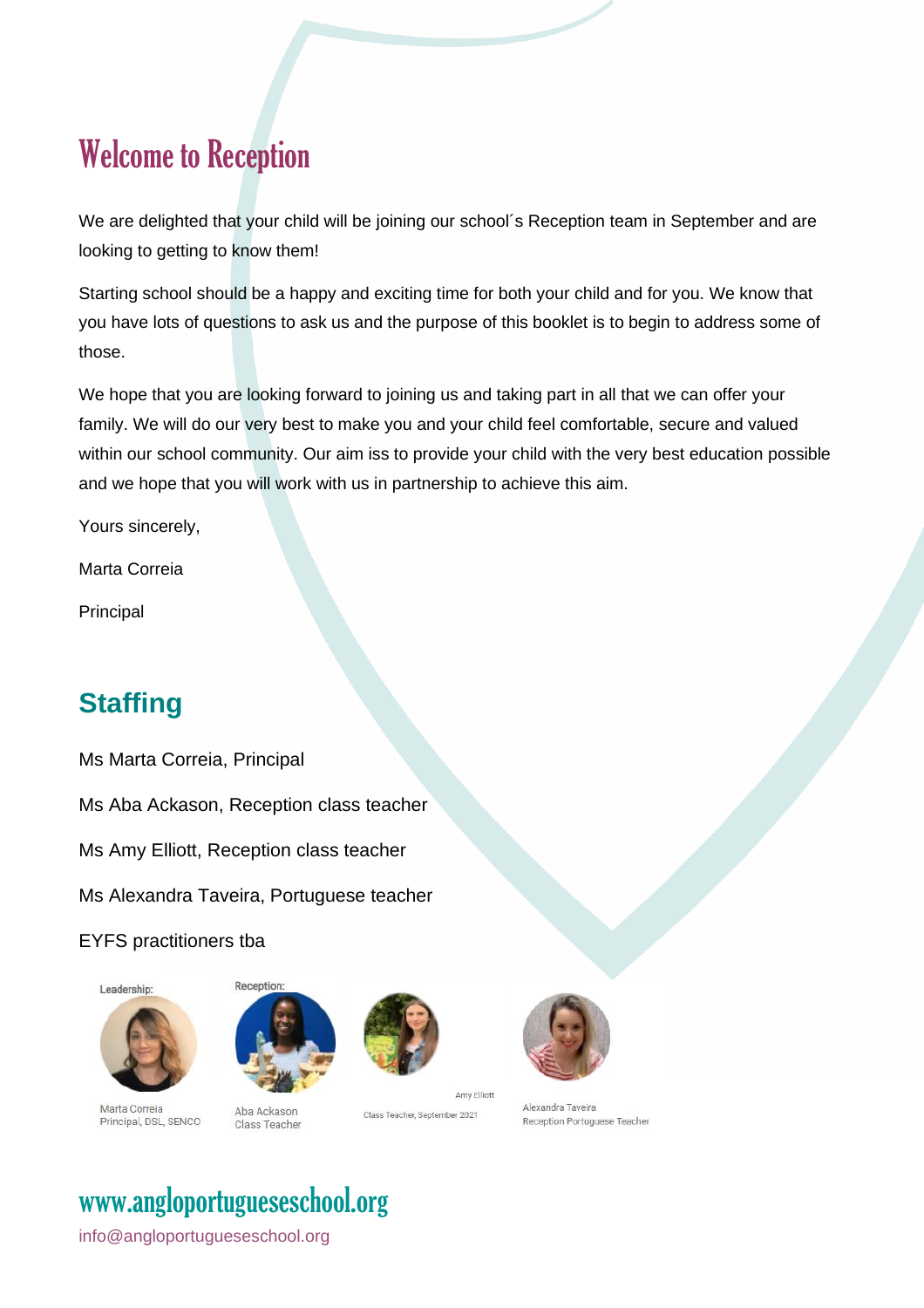# Welcome to Reception

We are delighted that your child will be joining our school´s Reception team in September and are looking to getting to know them!

Starting school should be a happy and exciting time for both your child and for you. We know that you have lots of questions to ask us and the purpose of this booklet is to begin to address some of those.

We hope that you are looking forward to joining us and taking part in all that we can offer your family. We will do our very best to make you and your child feel comfortable, secure and valued within our school community. Our aim iss to provide your child with the very best education possible and we hope that you will work with us in partnership to achieve this aim.

Yours sincerely,

Marta Correia

Principal

## Staffing

Ms Marta Correia, Principal

Ms Aba Ackason, Reception class teacher

Ms Amy Elliott, Reception class teacher

Ms Alexandra Taveira, Portuguese teacher

EYFS practitioners tba

Leadership:

Marta Correia
Principal, DSL, SENCO

Reception:

Aba Ackason
Class Teacher

Amy Elliott
Class Teacher, September 2021

Alexandra Taveira
Reception Portuguese Teacher

www.angloportugueseschool.org

info@angloportugueseschool.org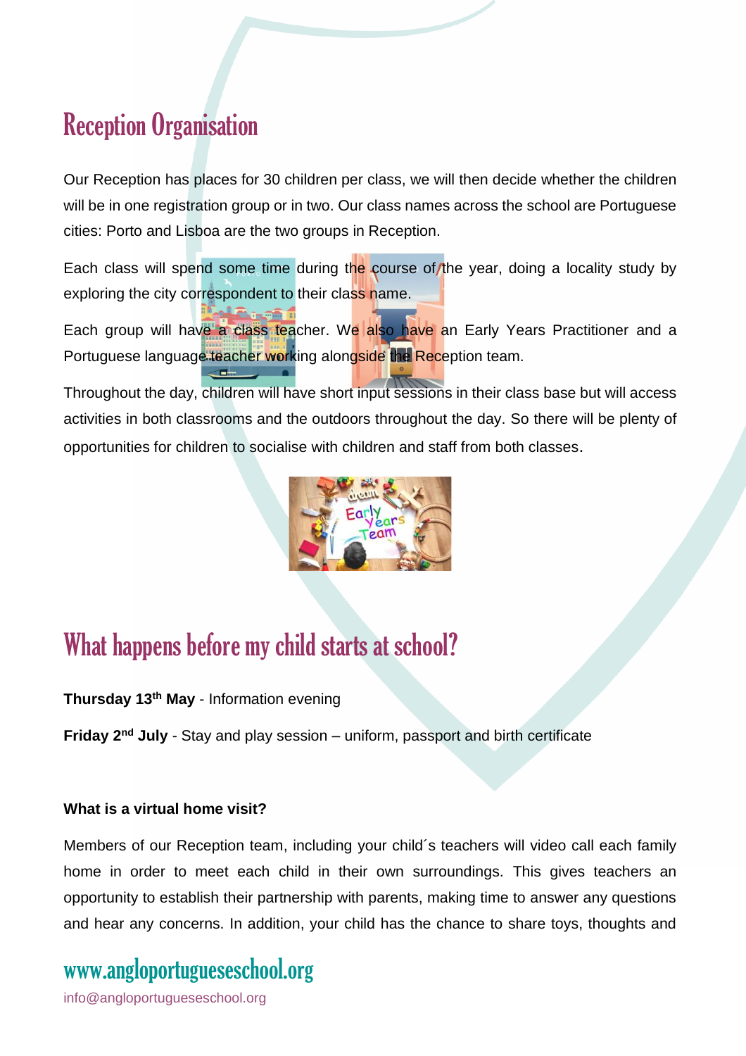# Reception Organisation

Our Reception has places for 30 children per class, we will then decide whether the children will be in one registration group or in two. Our class names across the school are Portuguese cities: Porto and Lisboa are the two groups in Reception.

Each class will spend some time during the course of the year, doing a locality study by exploring the city correspondent to their class name.

Each group will have a class teacher. We also have an Early Years Practitioner and a Portuguese language teacher working alongside the Reception team.

Throughout the day, children will have short input sessions in their class base but will access activities in both classrooms and the outdoors throughout the day. So there will be plenty of opportunities for children to socialise with children and staff from both classes.

# What happens before my child starts at school?

**Thursday 13th May** - Information evening

**Friday 2nd July** - Stay and play session – uniform, passport and birth certificate

**What is a virtual home visit?**

Members of our Reception team, including your child´s teachers will video call each family home in order to meet each child in their own surroundings. This gives teachers an opportunity to establish their partnership with parents, making time to answer any questions and hear any concerns. In addition, your child has the chance to share toys, thoughts and

www.angloportugueseschool.org

info@angloportugueseschool.org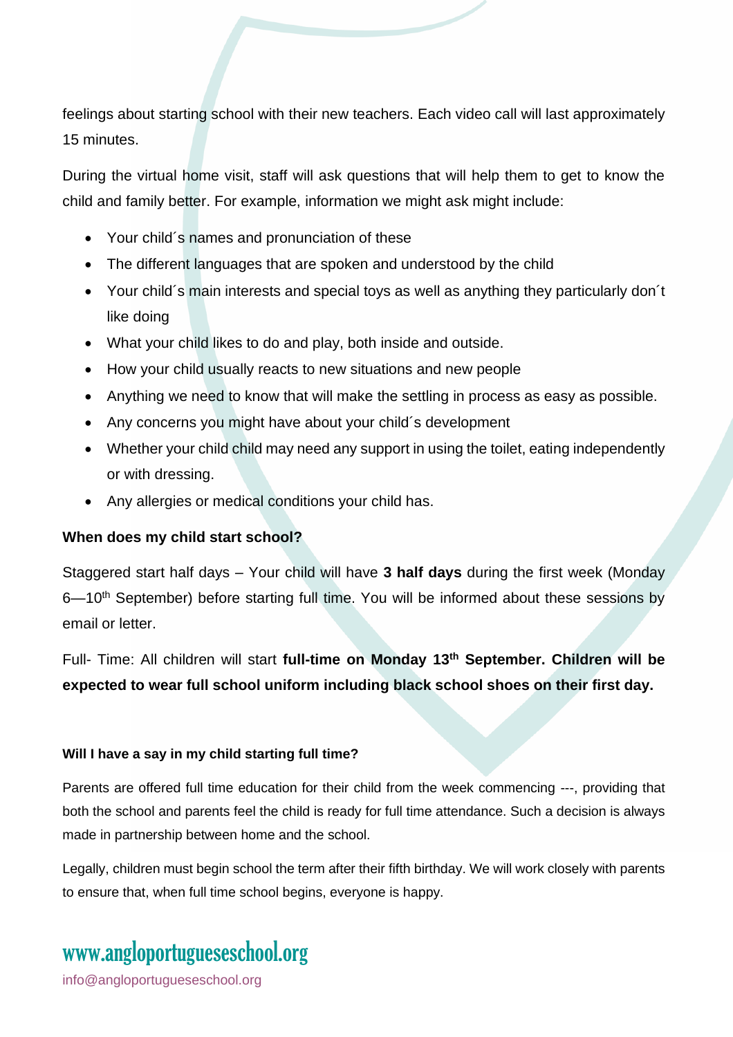feelings about starting school with their new teachers. Each video call will last approximately 15 minutes.

During the virtual home visit, staff will ask questions that will help them to get to know the child and family better. For example, information we might ask might include:

- Your child´s names and pronunciation of these
- The different languages that are spoken and understood by the child
- Your child´s main interests and special toys as well as anything they particularly don´t like doing
- What your child likes to do and play, both inside and outside.
- How your child usually reacts to new situations and new people
- Anything we need to know that will make the settling in process as easy as possible.
- Any concerns you might have about your child´s development
- Whether your child child may need any support in using the toilet, eating independently or with dressing.
- Any allergies or medical conditions your child has.

**When does my child start school?**

Staggered start half days – Your child will have **3 half days** during the first week (Monday 6—10th September) before starting full time. You will be informed about these sessions by email or letter.

Full- Time: All children will start **full-time on Monday 13th September. Children will be expected to wear full school uniform including black school shoes on their first day.**

**Will I have a say in my child starting full time?**

Parents are offered full time education for their child from the week commencing ---, providing that both the school and parents feel the child is ready for full time attendance. Such a decision is always made in partnership between home and the school.

Legally, children must begin school the term after their fifth birthday. We will work closely with parents to ensure that, when full time school begins, everyone is happy.

www.angloportugueseschool.org

info@angloportugueseschool.org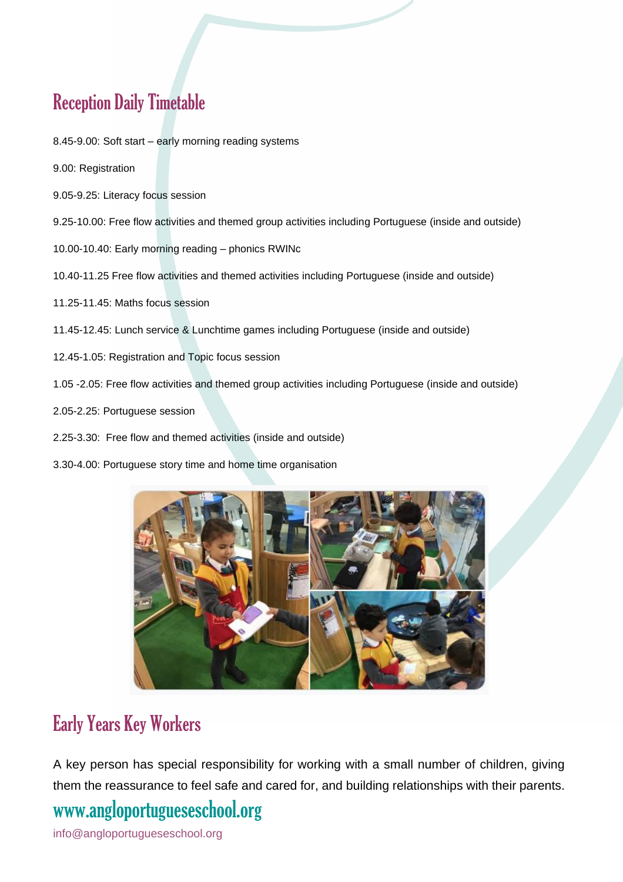## Reception Daily Timetable

8.45-9.00: Soft start – early morning reading systems

9.00: Registration

9.05-9.25: Literacy focus session

9.25-10.00: Free flow activities and themed group activities including Portuguese (inside and outside)

10.00-10.40: Early morning reading – phonics RWINc

10.40-11.25 Free flow activities and themed activities including Portuguese (inside and outside)

11.25-11.45: Maths focus session

11.45-12.45: Lunch service & Lunchtime games including Portuguese (inside and outside)

12.45-1.05: Registration and Topic focus session

1.05 -2.05: Free flow activities and themed group activities including Portuguese (inside and outside)

2.05-2.25: Portuguese session

2.25-3.30: Free flow and themed activities (inside and outside)

3.30-4.00: Portuguese story time and home time organisation

## Early Years Key Workers

A key person has special responsibility for working with a small number of children, giving them the reassurance to feel safe and cared for, and building relationships with their parents.

www.angloportugueseschool.org

info@angloportugueseschool.org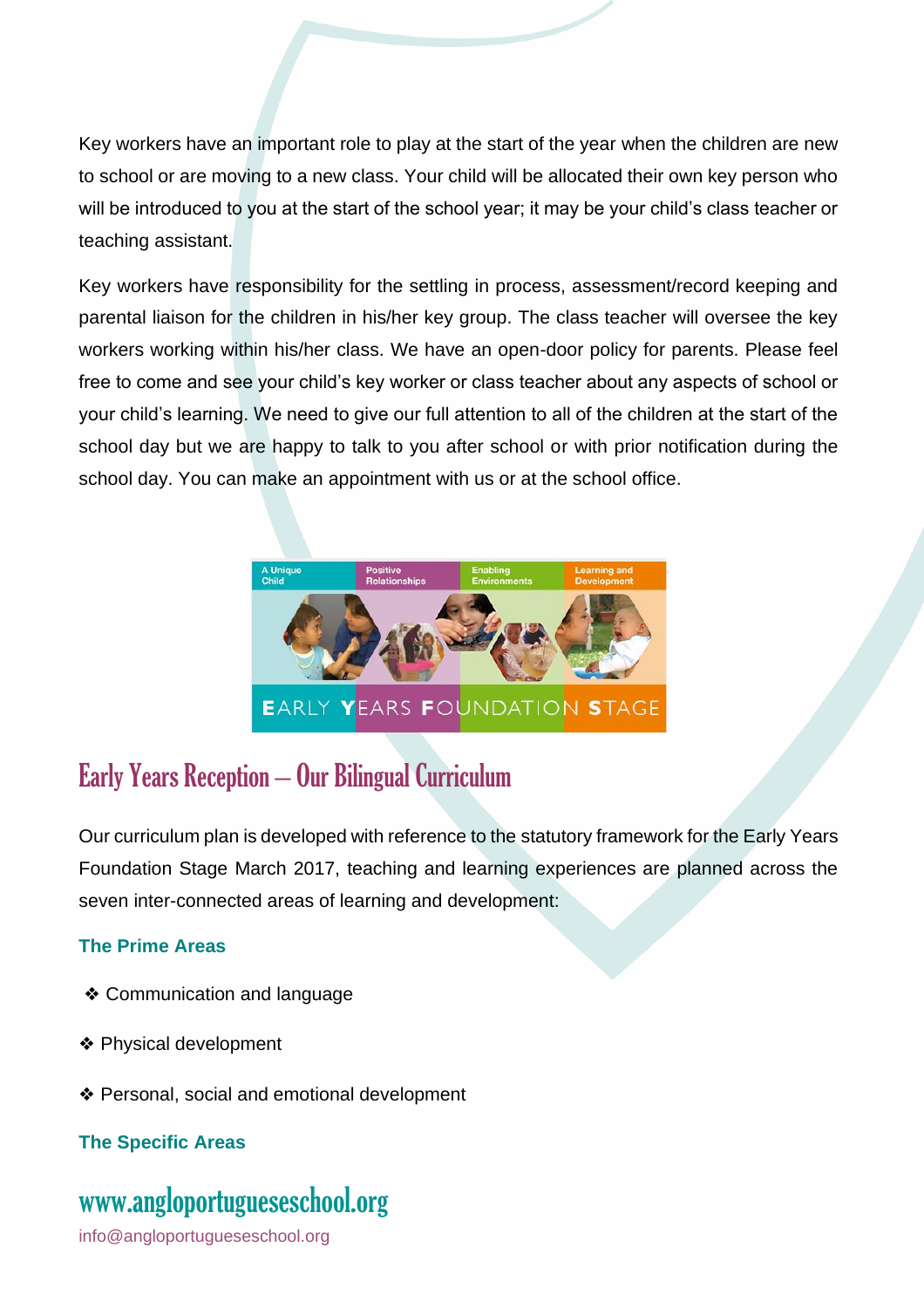Key workers have an important role to play at the start of the year when the children are new to school or are moving to a new class. Your child will be allocated their own key person who will be introduced to you at the start of the school year; it may be your child's class teacher or teaching assistant.

Key workers have responsibility for the settling in process, assessment/record keeping and parental liaison for the children in his/her key group. The class teacher will oversee the key workers working within his/her class. We have an open-door policy for parents. Please feel free to come and see your child's key worker or class teacher about any aspects of school or your child's learning. We need to give our full attention to all of the children at the start of the school day but we are happy to talk to you after school or with prior notification during the school day. You can make an appointment with us or at the school office.

## Early Years Reception – Our Bilingual Curriculum

Our curriculum plan is developed with reference to the statutory framework for the Early Years Foundation Stage March 2017, teaching and learning experiences are planned across the seven inter-connected areas of learning and development:

### The Prime Areas

- ❖ Communication and language
- ❖ Physical development
- ❖ Personal, social and emotional development

### The Specific Areas

www.angloportugueseschool.org

info@angloportugueseschool.org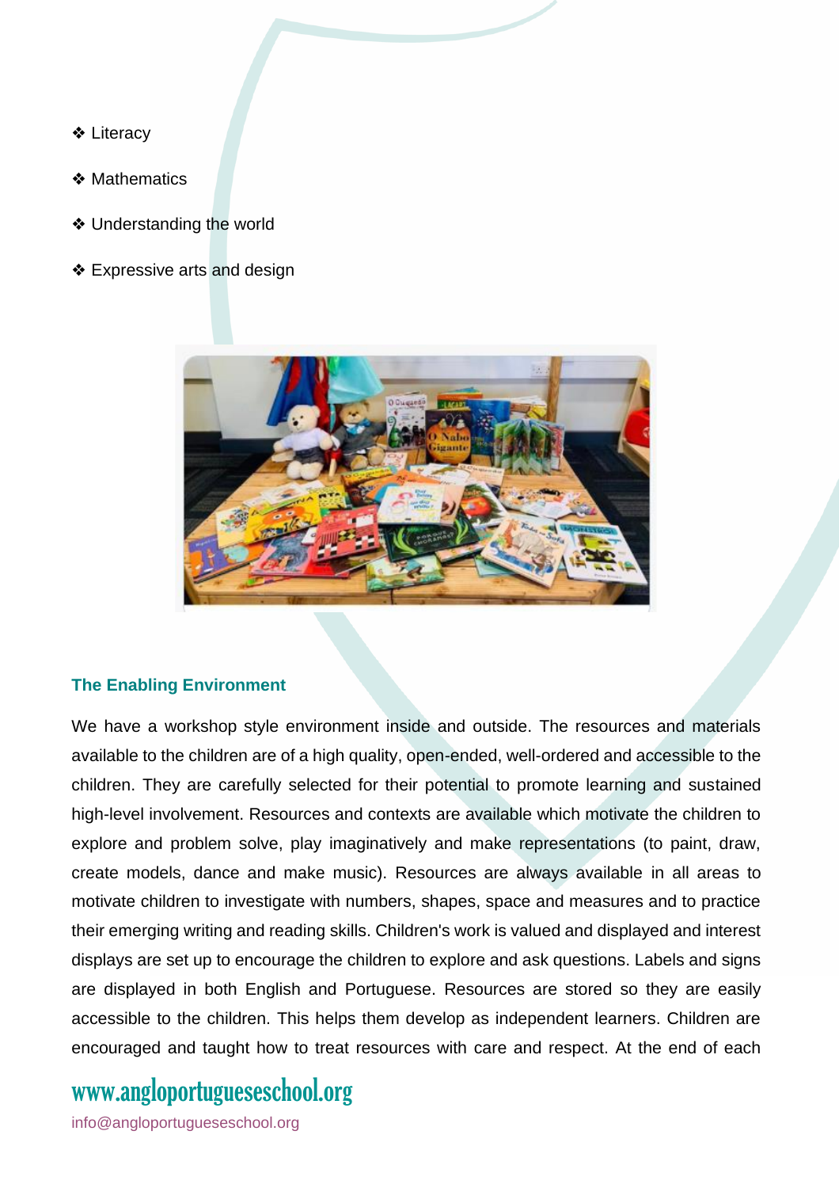- Literacy
- Mathematics
- Understanding the world
- Expressive arts and design

### The Enabling Environment

We have a workshop style environment inside and outside. The resources and materials available to the children are of a high quality, open-ended, well-ordered and accessible to the children. They are carefully selected for their potential to promote learning and sustained high-level involvement. Resources and contexts are available which motivate the children to explore and problem solve, play imaginatively and make representations (to paint, draw, create models, dance and make music). Resources are always available in all areas to motivate children to investigate with numbers, shapes, space and measures and to practice their emerging writing and reading skills. Children's work is valued and displayed and interest displays are set up to encourage the children to explore and ask questions. Labels and signs are displayed in both English and Portuguese. Resources are stored so they are easily accessible to the children. This helps them develop as independent learners. Children are encouraged and taught how to treat resources with care and respect. At the end of each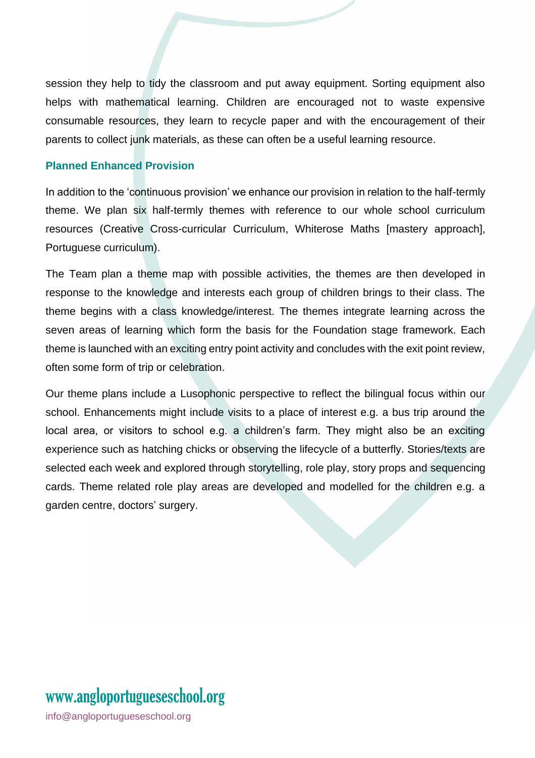session they help to tidy the classroom and put away equipment. Sorting equipment also helps with mathematical learning. Children are encouraged not to waste expensive consumable resources, they learn to recycle paper and with the encouragement of their parents to collect junk materials, as these can often be a useful learning resource.

### Planned Enhanced Provision

In addition to the 'continuous provision' we enhance our provision in relation to the half-termly theme. We plan six half-termly themes with reference to our whole school curriculum resources (Creative Cross-curricular Curriculum, Whiterose Maths [mastery approach], Portuguese curriculum).

The Team plan a theme map with possible activities, the themes are then developed in response to the knowledge and interests each group of children brings to their class. The theme begins with a class knowledge/interest. The themes integrate learning across the seven areas of learning which form the basis for the Foundation stage framework. Each theme is launched with an exciting entry point activity and concludes with the exit point review, often some form of trip or celebration.

Our theme plans include a Lusophonic perspective to reflect the bilingual focus within our school. Enhancements might include visits to a place of interest e.g. a bus trip around the local area, or visitors to school e.g. a children's farm. They might also be an exciting experience such as hatching chicks or observing the lifecycle of a butterfly. Stories/texts are selected each week and explored through storytelling, role play, story props and sequencing cards. Theme related role play areas are developed and modelled for the children e.g. a garden centre, doctors' surgery.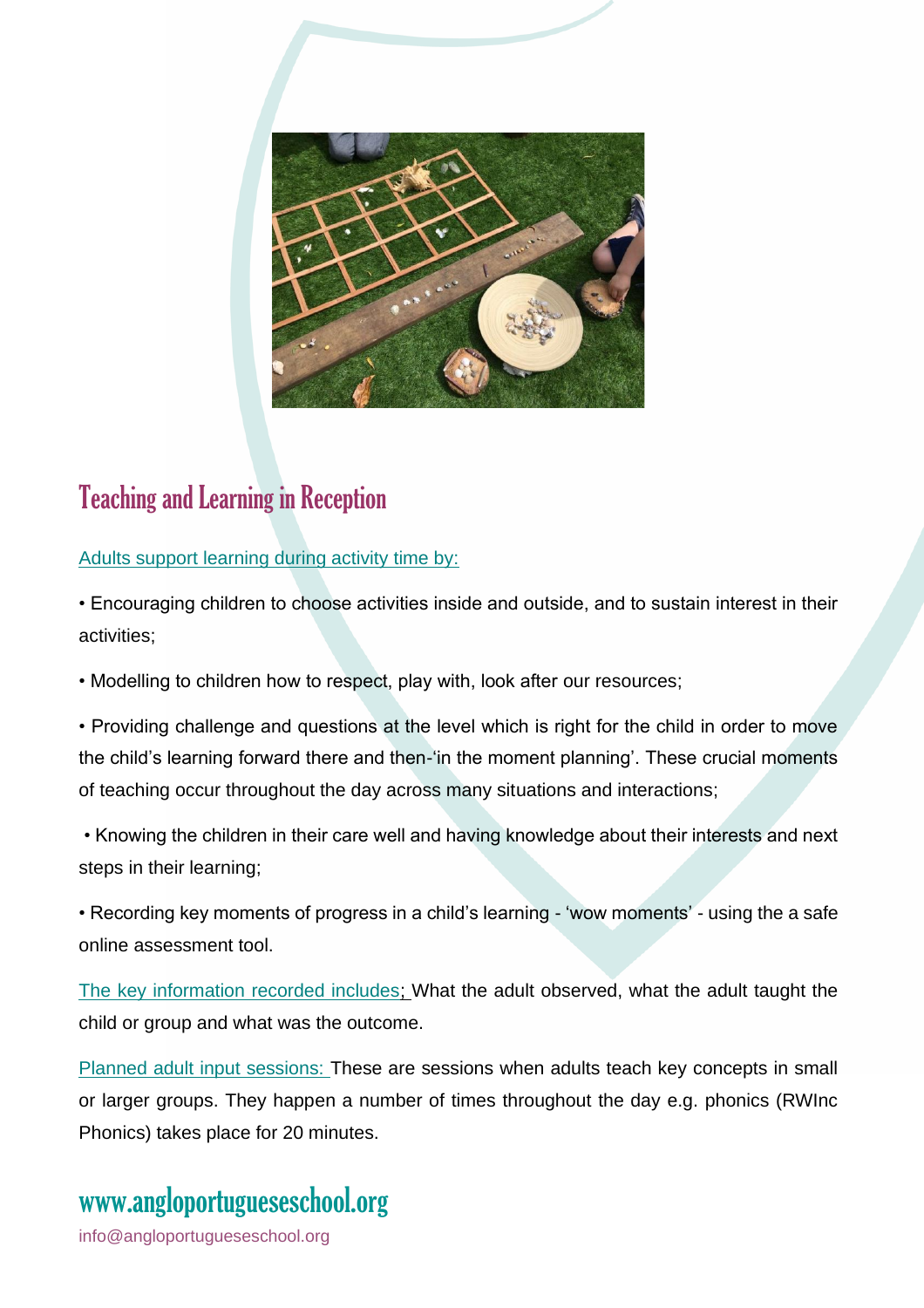## Teaching and Learning in Reception

Adults support learning during activity time by:

• Encouraging children to choose activities inside and outside, and to sustain interest in their activities;

• Modelling to children how to respect, play with, look after our resources;

• Providing challenge and questions at the level which is right for the child in order to move the child's learning forward there and then-'in the moment planning'. These crucial moments of teaching occur throughout the day across many situations and interactions;

• Knowing the children in their care well and having knowledge about their interests and next steps in their learning;

• Recording key moments of progress in a child's learning - 'wow moments' - using the a safe online assessment tool.

The key information recorded includes; What the adult observed, what the adult taught the child or group and what was the outcome.

Planned adult input sessions: These are sessions when adults teach key concepts in small or larger groups. They happen a number of times throughout the day e.g. phonics (RWInc Phonics) takes place for 20 minutes.

www.angloportugueseschool.org

info@angloportugueseschool.org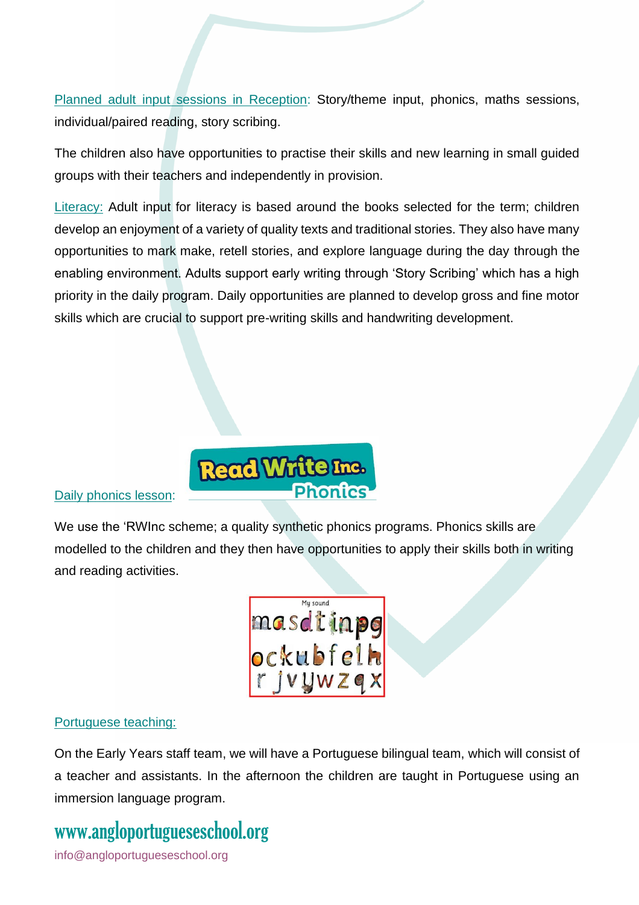Planned adult input sessions in Reception: Story/theme input, phonics, maths sessions, individual/paired reading, story scribing.

The children also have opportunities to practise their skills and new learning in small guided groups with their teachers and independently in provision.

Literacy: Adult input for literacy is based around the books selected for the term; children develop an enjoyment of a variety of quality texts and traditional stories. They also have many opportunities to mark make, retell stories, and explore language during the day through the enabling environment. Adults support early writing through 'Story Scribing' which has a high priority in the daily program. Daily opportunities are planned to develop gross and fine motor skills which are crucial to support pre-writing skills and handwriting development.

Daily phonics lesson:

We use the 'RWInc scheme; a quality synthetic phonics programs. Phonics skills are modelled to the children and they then have opportunities to apply their skills both in writing and reading activities.

Portuguese teaching:

On the Early Years staff team, we will have a Portuguese bilingual team, which will consist of a teacher and assistants. In the afternoon the children are taught in Portuguese using an immersion language program.

www.angloportugueseschool.org

info@angloportugueseschool.org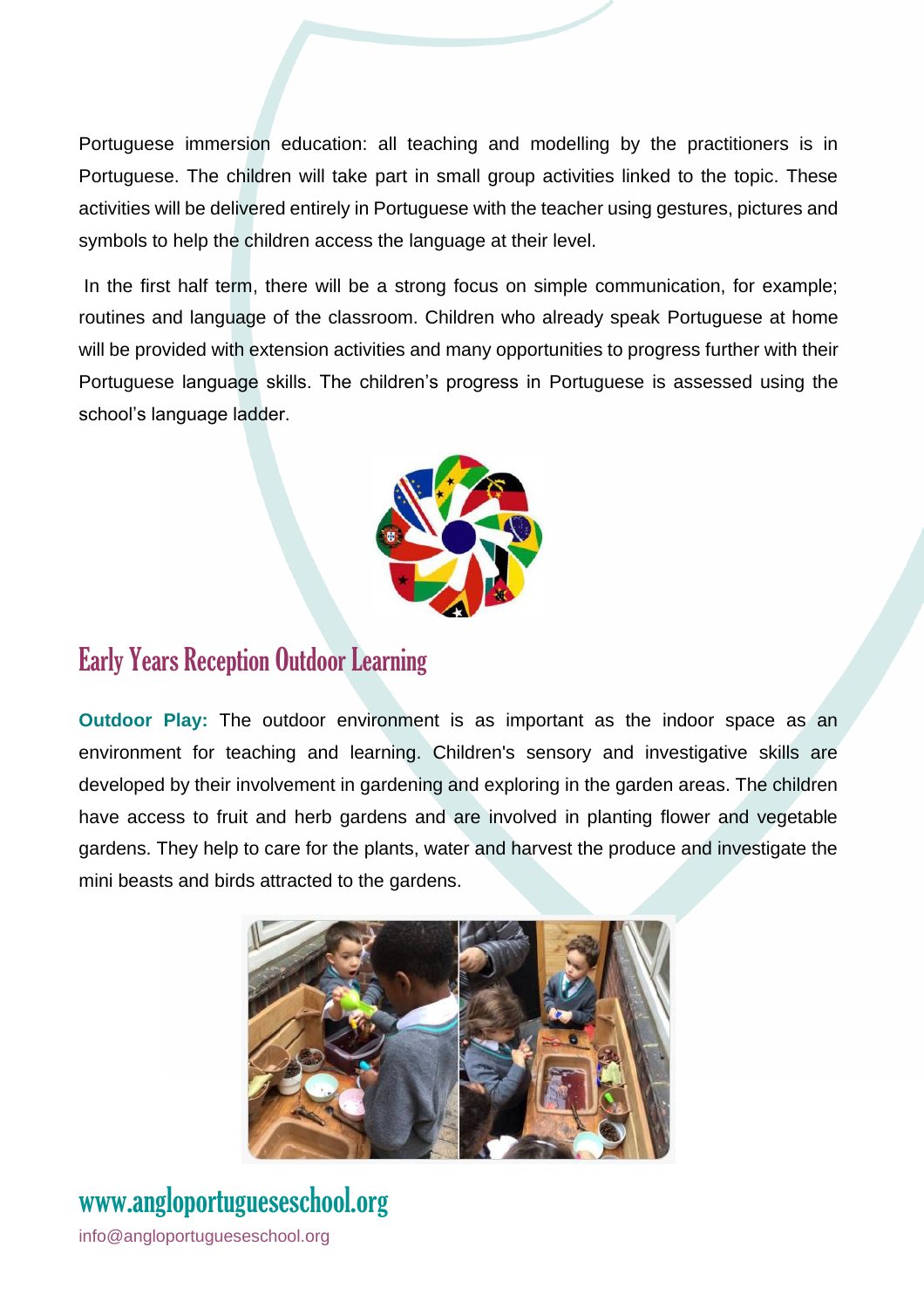Portuguese immersion education: all teaching and modelling by the practitioners is in Portuguese. The children will take part in small group activities linked to the topic. These activities will be delivered entirely in Portuguese with the teacher using gestures, pictures and symbols to help the children access the language at their level.

In the first half term, there will be a strong focus on simple communication, for example; routines and language of the classroom. Children who already speak Portuguese at home will be provided with extension activities and many opportunities to progress further with their Portuguese language skills. The children's progress in Portuguese is assessed using the school's language ladder.

## Early Years Reception Outdoor Learning

**Outdoor Play:** The outdoor environment is as important as the indoor space as an environment for teaching and learning. Children's sensory and investigative skills are developed by their involvement in gardening and exploring in the garden areas. The children have access to fruit and herb gardens and are involved in planting flower and vegetable gardens. They help to care for the plants, water and harvest the produce and investigate the mini beasts and birds attracted to the gardens.

www.angloportugueseschool.org

info@angloportugueseschool.org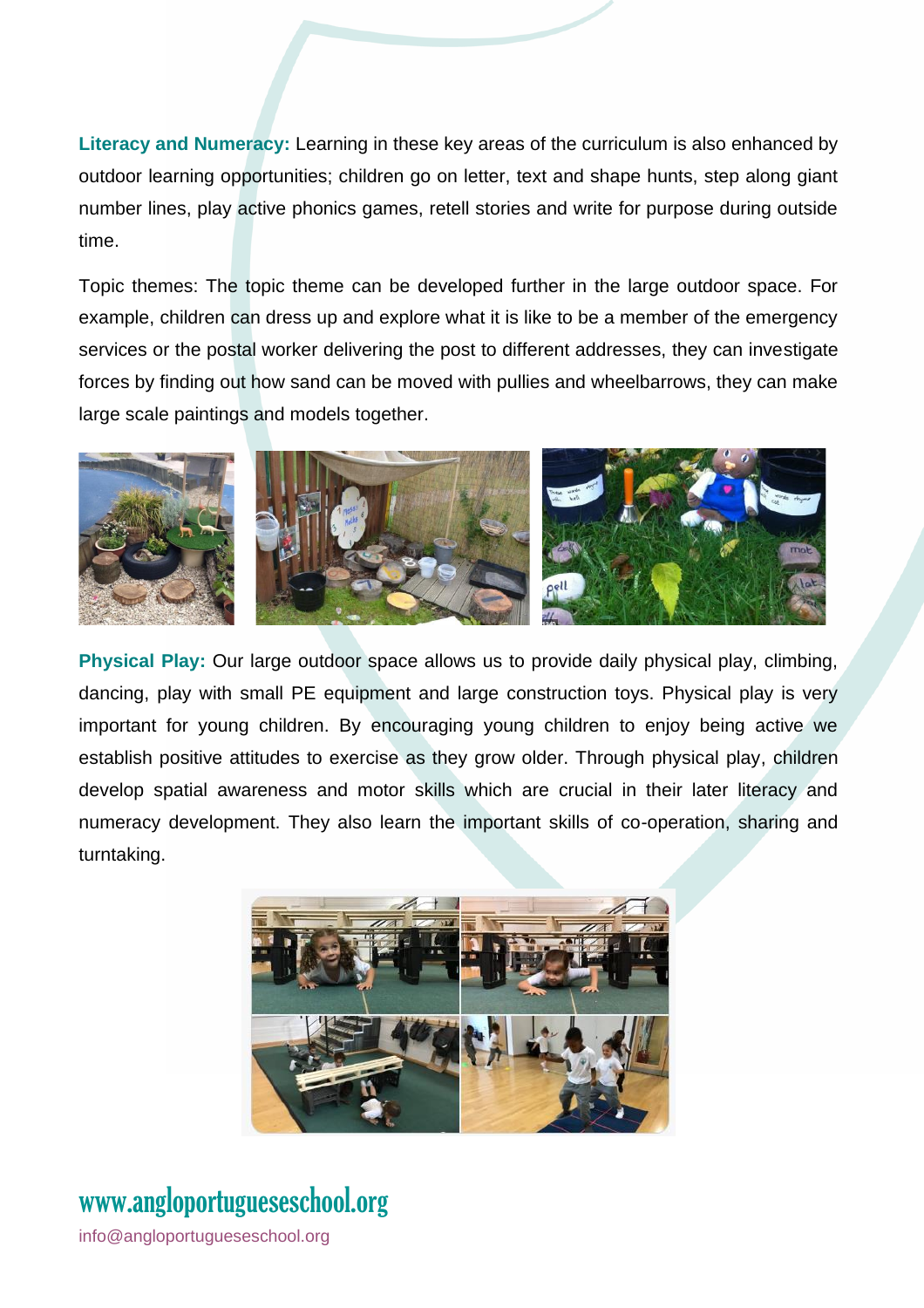**Literacy and Numeracy:** Learning in these key areas of the curriculum is also enhanced by outdoor learning opportunities; children go on letter, text and shape hunts, step along giant number lines, play active phonics games, retell stories and write for purpose during outside time.

Topic themes: The topic theme can be developed further in the large outdoor space. For example, children can dress up and explore what it is like to be a member of the emergency services or the postal worker delivering the post to different addresses, they can investigate forces by finding out how sand can be moved with pullies and wheelbarrows, they can make large scale paintings and models together.

**Physical Play:** Our large outdoor space allows us to provide daily physical play, climbing, dancing, play with small PE equipment and large construction toys. Physical play is very important for young children. By encouraging young children to enjoy being active we establish positive attitudes to exercise as they grow older. Through physical play, children develop spatial awareness and motor skills which are crucial in their later literacy and numeracy development. They also learn the important skills of co-operation, sharing and turntaking.

www.angloportugueseschool.org

info@angloportugueseschool.org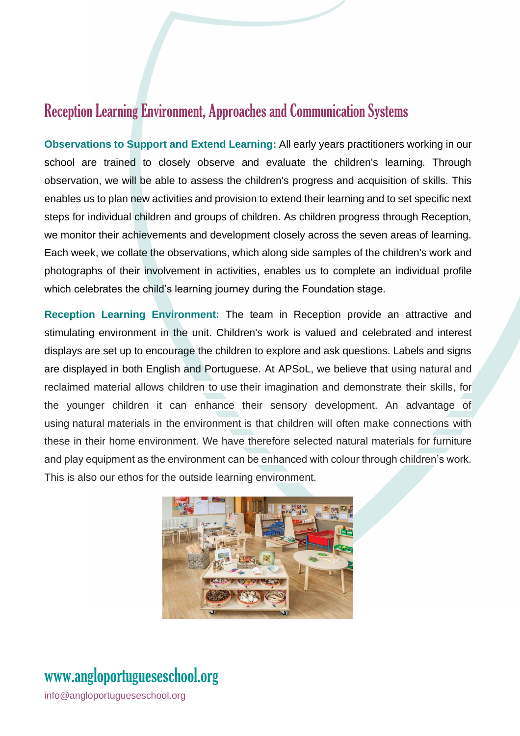# Reception Learning Environment, Approaches and Communication Systems

**Observations to Support and Extend Learning:** All early years practitioners working in our school are trained to closely observe and evaluate the children's learning. Through observation, we will be able to assess the children's progress and acquisition of skills. This enables us to plan new activities and provision to extend their learning and to set specific next steps for individual children and groups of children. As children progress through Reception, we monitor their achievements and development closely across the seven areas of learning. Each week, we collate the observations, which along side samples of the children's work and photographs of their involvement in activities, enables us to complete an individual profile which celebrates the child's learning journey during the Foundation stage.

**Reception Learning Environment:** The team in Reception provide an attractive and stimulating environment in the unit. Children's work is valued and celebrated and interest displays are set up to encourage the children to explore and ask questions. Labels and signs are displayed in both English and Portuguese. At APSoL, we believe that using natural and reclaimed material allows children to use their imagination and demonstrate their skills, for the younger children it can enhance their sensory development. An advantage of using natural materials in the environment is that children will often make connections with these in their home environment. We have therefore selected natural materials for furniture and play equipment as the environment can be enhanced with colour through children's work. This is also our ethos for the outside learning environment.

www.angloportugueseschool.org

info@angloportugueseschool.org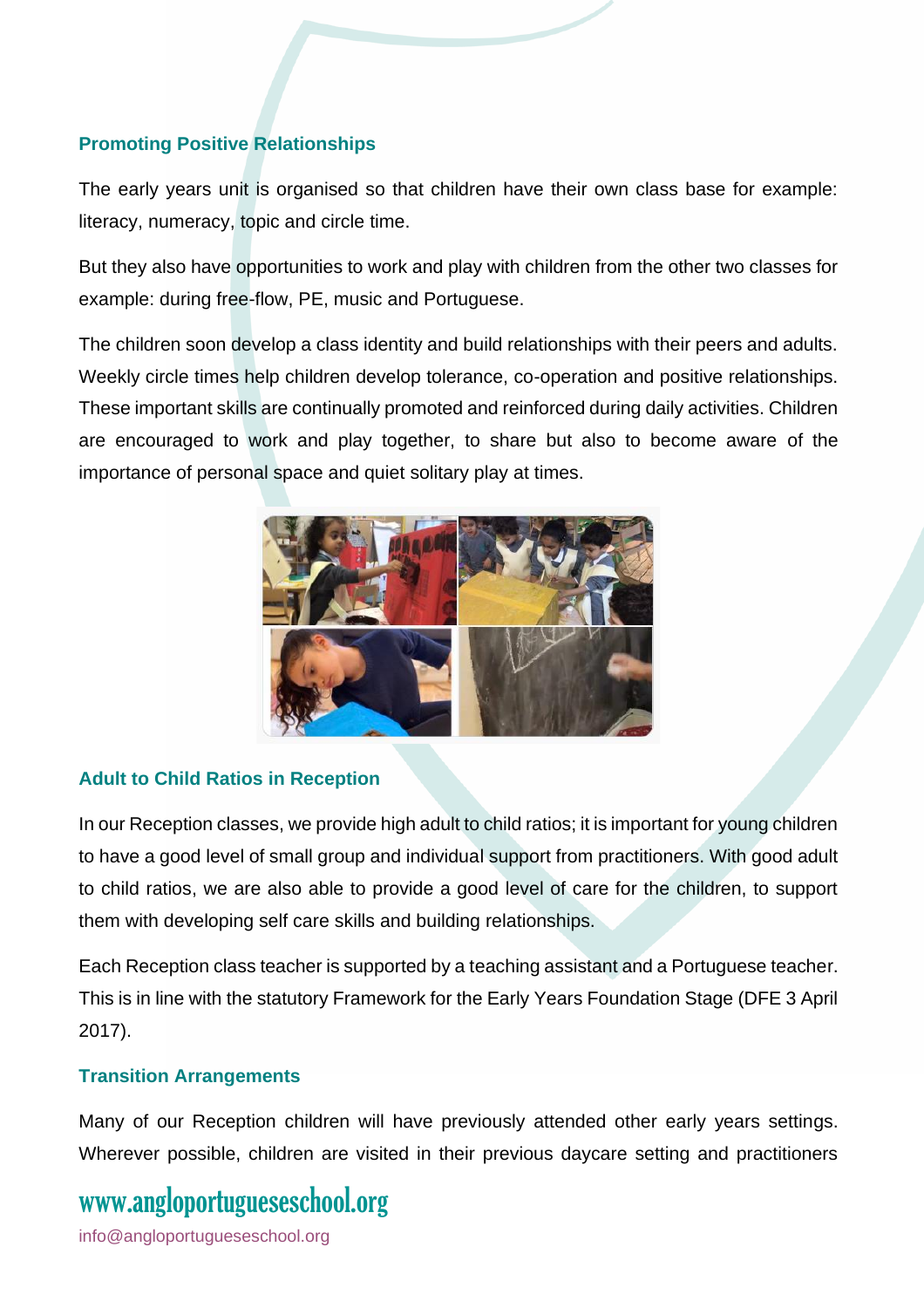### Promoting Positive Relationships

The early years unit is organised so that children have their own class base for example: literacy, numeracy, topic and circle time.

But they also have opportunities to work and play with children from the other two classes for example: during free-flow, PE, music and Portuguese.

The children soon develop a class identity and build relationships with their peers and adults. Weekly circle times help children develop tolerance, co-operation and positive relationships. These important skills are continually promoted and reinforced during daily activities. Children are encouraged to work and play together, to share but also to become aware of the importance of personal space and quiet solitary play at times.

### Adult to Child Ratios in Reception

In our Reception classes, we provide high adult to child ratios; it is important for young children to have a good level of small group and individual support from practitioners. With good adult to child ratios, we are also able to provide a good level of care for the children, to support them with developing self care skills and building relationships.

Each Reception class teacher is supported by a teaching assistant and a Portuguese teacher. This is in line with the statutory Framework for the Early Years Foundation Stage (DFE 3 April 2017).

### Transition Arrangements

Many of our Reception children will have previously attended other early years settings. Wherever possible, children are visited in their previous daycare setting and practitioners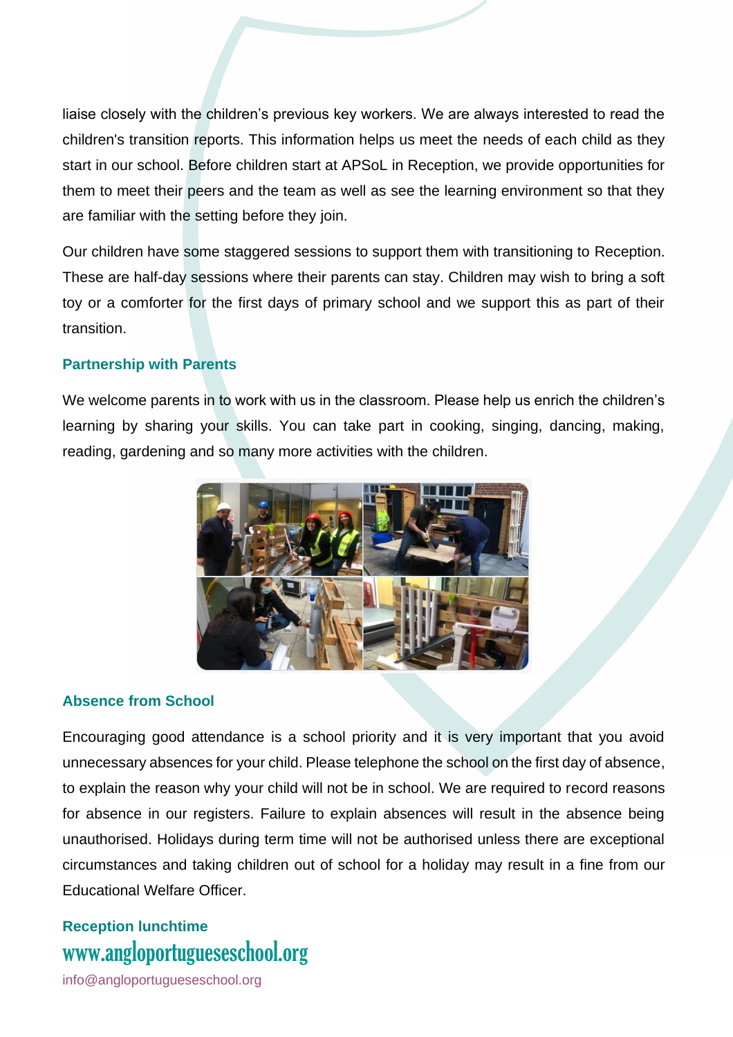liaise closely with the children's previous key workers. We are always interested to read the children's transition reports. This information helps us meet the needs of each child as they start in our school. Before children start at APSoL in Reception, we provide opportunities for them to meet their peers and the team as well as see the learning environment so that they are familiar with the setting before they join.

Our children have some staggered sessions to support them with transitioning to Reception. These are half-day sessions where their parents can stay. Children may wish to bring a soft toy or a comforter for the first days of primary school and we support this as part of their transition.

### Partnership with Parents

We welcome parents in to work with us in the classroom. Please help us enrich the children's learning by sharing your skills. You can take part in cooking, singing, dancing, making, reading, gardening and so many more activities with the children.

### Absence from School

Encouraging good attendance is a school priority and it is very important that you avoid unnecessary absences for your child. Please telephone the school on the first day of absence, to explain the reason why your child will not be in school. We are required to record reasons for absence in our registers. Failure to explain absences will result in the absence being unauthorised. Holidays during term time will not be authorised unless there are exceptional circumstances and taking children out of school for a holiday may result in a fine from our Educational Welfare Officer.

### Reception lunchtime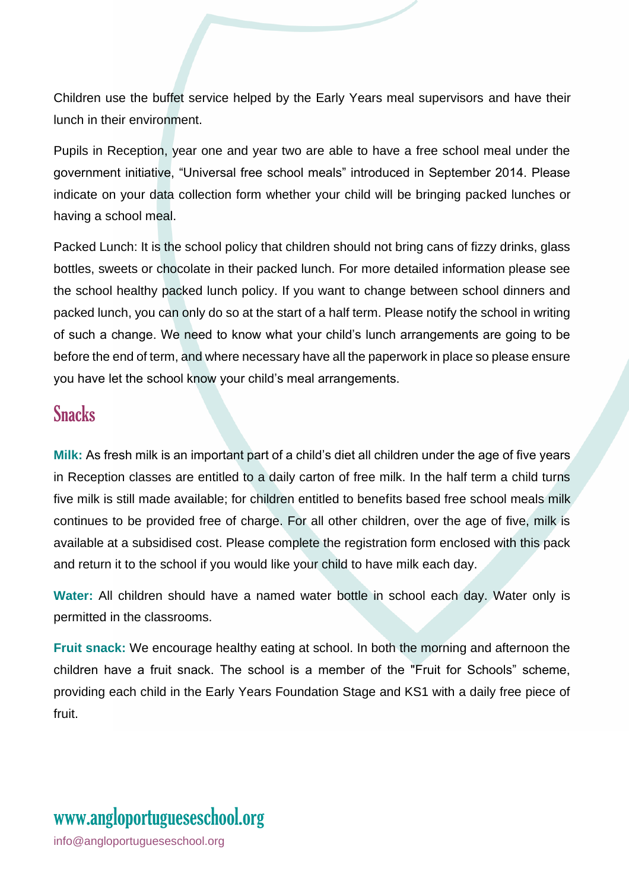Children use the buffet service helped by the Early Years meal supervisors and have their lunch in their environment.

Pupils in Reception, year one and year two are able to have a free school meal under the government initiative, “Universal free school meals” introduced in September 2014. Please indicate on your data collection form whether your child will be bringing packed lunches or having a school meal.

Packed Lunch: It is the school policy that children should not bring cans of fizzy drinks, glass bottles, sweets or chocolate in their packed lunch. For more detailed information please see the school healthy packed lunch policy. If you want to change between school dinners and packed lunch, you can only do so at the start of a half term. Please notify the school in writing of such a change. We need to know what your child’s lunch arrangements are going to be before the end of term, and where necessary have all the paperwork in place so please ensure you have let the school know your child’s meal arrangements.

## Snacks

**Milk:** As fresh milk is an important part of a child’s diet all children under the age of five years in Reception classes are entitled to a daily carton of free milk. In the half term a child turns five milk is still made available; for children entitled to benefits based free school meals milk continues to be provided free of charge. For all other children, over the age of five, milk is available at a subsidised cost. Please complete the registration form enclosed with this pack and return it to the school if you would like your child to have milk each day.

**Water:** All children should have a named water bottle in school each day. Water only is permitted in the classrooms.

**Fruit snack:** We encourage healthy eating at school. In both the morning and afternoon the children have a fruit snack. The school is a member of the "Fruit for Schools” scheme, providing each child in the Early Years Foundation Stage and KS1 with a daily free piece of fruit.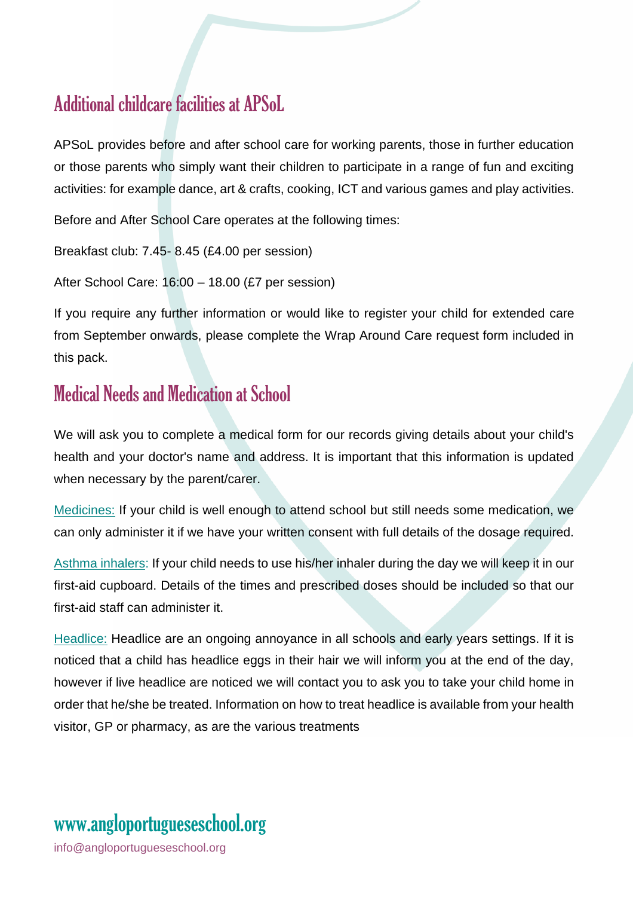## Additional childcare facilities at APSoL

APSoL provides before and after school care for working parents, those in further education or those parents who simply want their children to participate in a range of fun and exciting activities: for example dance, art & crafts, cooking, ICT and various games and play activities.

Before and After School Care operates at the following times:

Breakfast club: 7.45- 8.45 (£4.00 per session)

After School Care: 16:00 – 18.00 (£7 per session)

If you require any further information or would like to register your child for extended care from September onwards, please complete the Wrap Around Care request form included in this pack.

## Medical Needs and Medication at School

We will ask you to complete a medical form for our records giving details about your child's health and your doctor's name and address. It is important that this information is updated when necessary by the parent/carer.

Medicines: If your child is well enough to attend school but still needs some medication, we can only administer it if we have your written consent with full details of the dosage required.

Asthma inhalers: If your child needs to use his/her inhaler during the day we will keep it in our first-aid cupboard. Details of the times and prescribed doses should be included so that our first-aid staff can administer it.

Headlice: Headlice are an ongoing annoyance in all schools and early years settings. If it is noticed that a child has headlice eggs in their hair we will inform you at the end of the day, however if live headlice are noticed we will contact you to ask you to take your child home in order that he/she be treated. Information on how to treat headlice is available from your health visitor, GP or pharmacy, as are the various treatments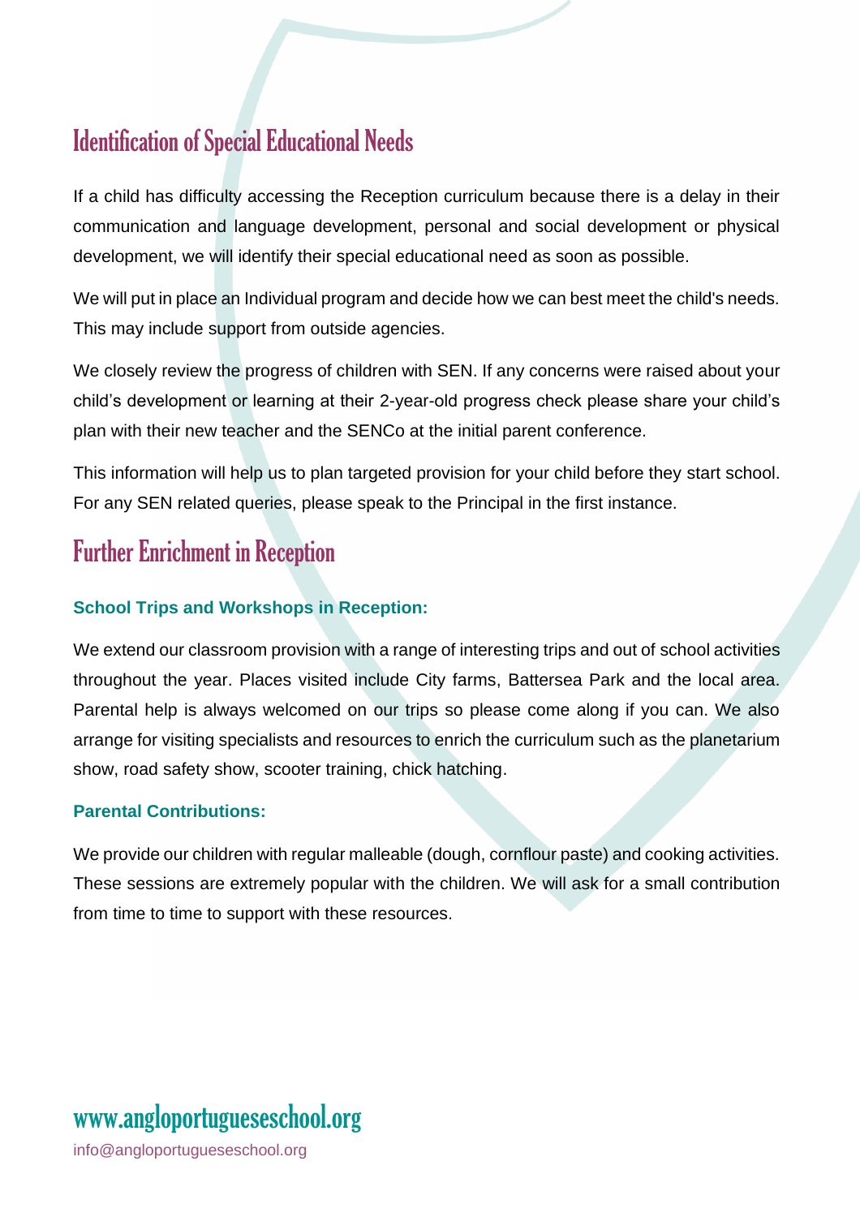## Identification of Special Educational Needs

If a child has difficulty accessing the Reception curriculum because there is a delay in their communication and language development, personal and social development or physical development, we will identify their special educational need as soon as possible.

We will put in place an Individual program and decide how we can best meet the child's needs. This may include support from outside agencies.

We closely review the progress of children with SEN. If any concerns were raised about your child's development or learning at their 2-year-old progress check please share your child's plan with their new teacher and the SENCo at the initial parent conference.

This information will help us to plan targeted provision for your child before they start school. For any SEN related queries, please speak to the Principal in the first instance.

## Further Enrichment in Reception

### School Trips and Workshops in Reception:

We extend our classroom provision with a range of interesting trips and out of school activities throughout the year. Places visited include City farms, Battersea Park and the local area. Parental help is always welcomed on our trips so please come along if you can. We also arrange for visiting specialists and resources to enrich the curriculum such as the planetarium show, road safety show, scooter training, chick hatching.

### Parental Contributions:

We provide our children with regular malleable (dough, cornflour paste) and cooking activities. These sessions are extremely popular with the children. We will ask for a small contribution from time to time to support with these resources.

www.angloportugueseschool.org

info@angloportugueseschool.org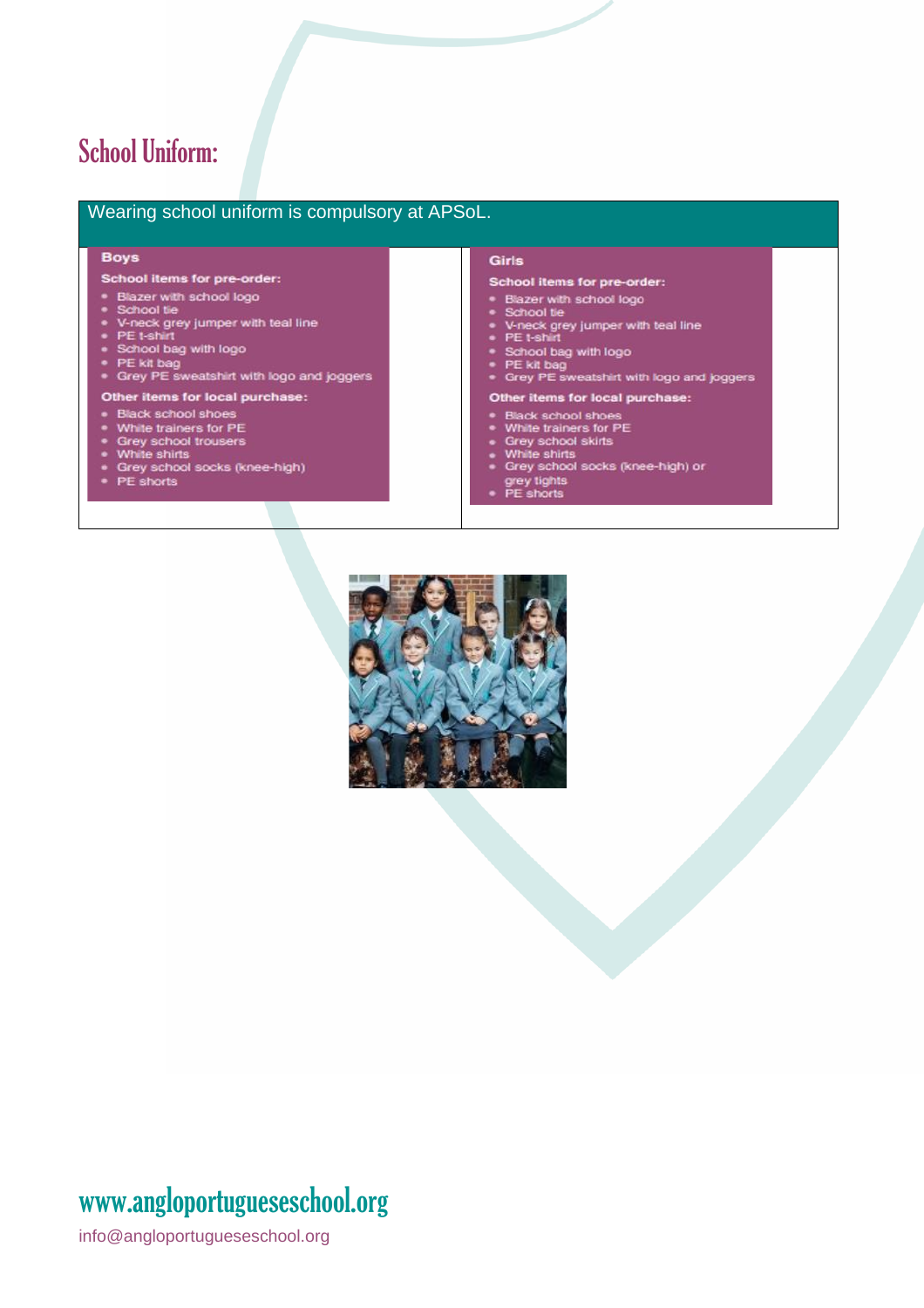## School Uniform:

Wearing school uniform is compulsory at APSoL.

**Boys**

**School items for pre-order:**

- Blazer with school logo
- School tie
- V-neck grey jumper with teal line
- PE t-shirt
- School bag with logo
- PE kit bag
- Grey PE sweatshirt with logo and joggers

**Other items for local purchase:**

- Black school shoes
- White trainers for PE
- Grey school trousers
- White shirts
- Grey school socks (knee-high)
- PE shorts

**Girls**

**School items for pre-order:**

- Blazer with school logo
- School tie
- V-neck grey jumper with teal line
- PE t-shirt
- School bag with logo
- PE kit bag
- Grey PE sweatshirt with logo and joggers

**Other items for local purchase:**

- Black school shoes
- White trainers for PE
- Grey school skirts
- White shirts
- Grey school socks (knee-high) or grey tights
- PE shorts

www.angloportugueseschool.org

info@angloportugueseschool.org